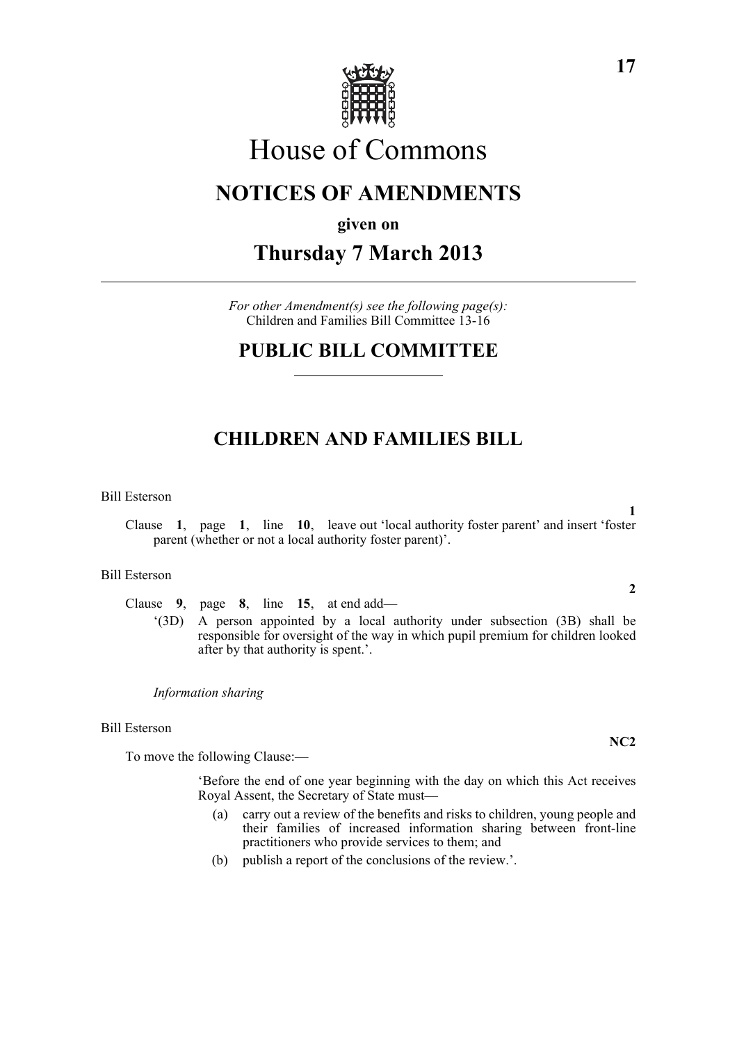# House of Commons

## NOTICES OF AMENDMENTS

**given on**

## Thursday 7 March 2013

*For other Amendment(s) see the following page(s):*
Children and Families Bill Committee 13-16

## PUBLIC BILL COMMITTEE

## CHILDREN AND FAMILIES BILL

Bill Esterson

**1**

Clause **1**, page **1**, line **10**, leave out 'local authority foster parent' and insert 'foster parent (whether or not a local authority foster parent)'.

Bill Esterson

**2**

Clause **9**, page **8**, line **15**, at end add—

'(3D) A person appointed by a local authority under subsection (3B) shall be responsible for oversight of the way in which pupil premium for children looked after by that authority is spent.'.

*Information sharing*

Bill Esterson

**NC2**

To move the following Clause:—

'Before the end of one year beginning with the day on which this Act receives Royal Assent, the Secretary of State must—

(a) carry out a review of the benefits and risks to children, young people and their families of increased information sharing between front-line practitioners who provide services to them; and

(b) publish a report of the conclusions of the review.'.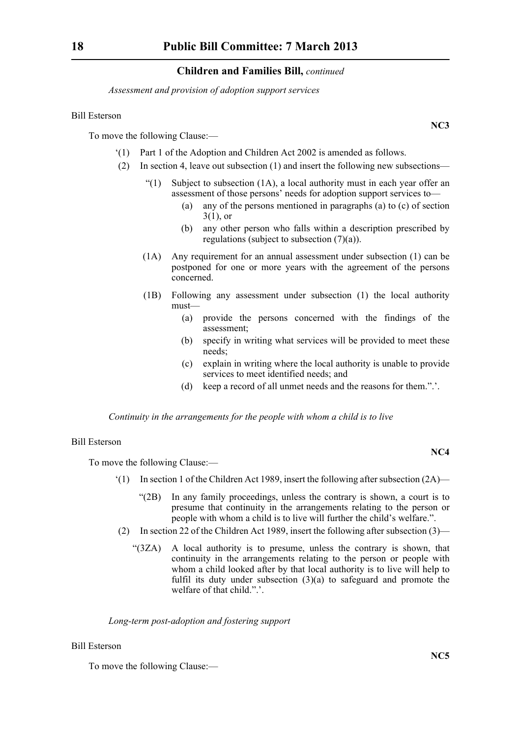*Assessment and provision of adoption support services*

Bill Esterson

**NC3**

To move the following Clause:—

‘(1) Part 1 of the Adoption and Children Act 2002 is amended as follows.

(2) In section 4, leave out subsection (1) and insert the following new subsections—

> “(1) Subject to subsection (1A), a local authority must in each year offer an assessment of those persons’ needs for adoption support services to—
>
> (a) any of the persons mentioned in paragraphs (a) to (c) of section 3(1), or
>
> (b) any other person who falls within a description prescribed by regulations (subject to subsection (7)(a)).
>
> (1A) Any requirement for an annual assessment under subsection (1) can be postponed for one or more years with the agreement of the persons concerned.
>
> (1B) Following any assessment under subsection (1) the local authority must—
>
> (a) provide the persons concerned with the findings of the assessment;
>
> (b) specify in writing what services will be provided to meet these needs;
>
> (c) explain in writing where the local authority is unable to provide services to meet identified needs; and
>
> (d) keep a record of all unmet needs and the reasons for them.”.’.

*Continuity in the arrangements for the people with whom a child is to live*

Bill Esterson

**NC4**

To move the following Clause:—

‘(1) In section 1 of the Children Act 1989, insert the following after subsection (2A)—

> “(2B) In any family proceedings, unless the contrary is shown, a court is to presume that continuity in the arrangements relating to the person or people with whom a child is to live will further the child’s welfare.”.

(2) In section 22 of the Children Act 1989, insert the following after subsection (3)—

> “(3ZA) A local authority is to presume, unless the contrary is shown, that continuity in the arrangements relating to the person or people with whom a child looked after by that local authority is to live will help to fulfil its duty under subsection (3)(a) to safeguard and promote the welfare of that child.”.’.

*Long-term post-adoption and fostering support*

Bill Esterson

**NC5**

To move the following Clause:—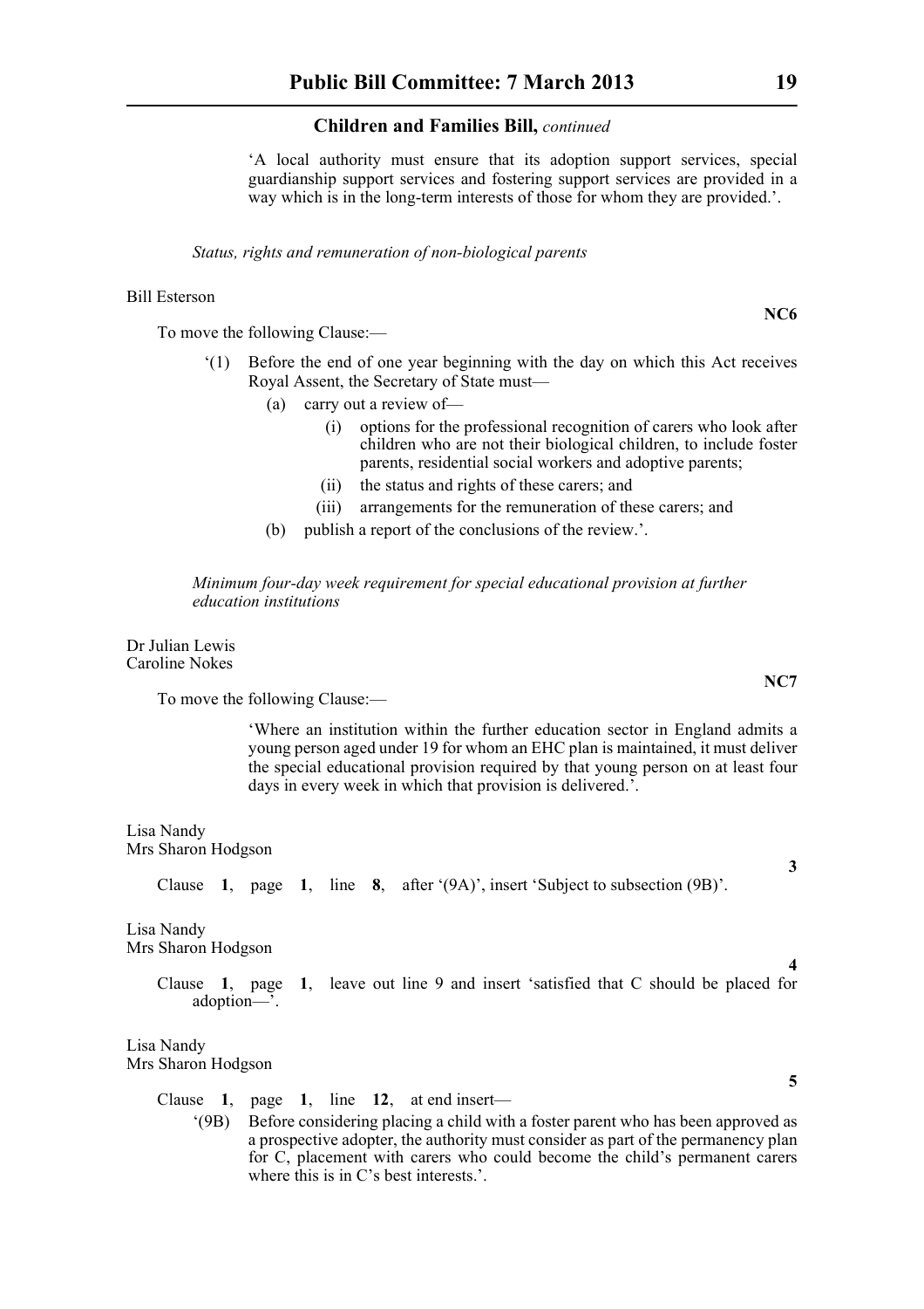'A local authority must ensure that its adoption support services, special guardianship support services and fostering support services are provided in a way which is in the long-term interests of those for whom they are provided.'.

*Status, rights and remuneration of non-biological parents*

Bill Esterson

**NC6**

To move the following Clause:—

'(1) Before the end of one year beginning with the day on which this Act receives Royal Assent, the Secretary of State must—

(a) carry out a review of—

(i) options for the professional recognition of carers who look after children who are not their biological children, to include foster parents, residential social workers and adoptive parents;

(ii) the status and rights of these carers; and

(iii) arrangements for the remuneration of these carers; and

(b) publish a report of the conclusions of the review.'.

*Minimum four-day week requirement for special educational provision at further education institutions*

Dr Julian Lewis
Caroline Nokes

**NC7**

To move the following Clause:—

'Where an institution within the further education sector in England admits a young person aged under 19 for whom an EHC plan is maintained, it must deliver the special educational provision required by that young person on at least four days in every week in which that provision is delivered.'.

Lisa Nandy
Mrs Sharon Hodgson

**3**

Clause **1**, page **1**, line **8**, after '(9A)', insert 'Subject to subsection (9B)'.

Lisa Nandy
Mrs Sharon Hodgson

**4**

Clause **1**, page **1**, leave out line 9 and insert 'satisfied that C should be placed for adoption—'.

Lisa Nandy
Mrs Sharon Hodgson

**5**

Clause **1**, page **1**, line **12**, at end insert—

'(9B) Before considering placing a child with a foster parent who has been approved as a prospective adopter, the authority must consider as part of the permanency plan for C, placement with carers who could become the child's permanent carers where this is in C's best interests.'.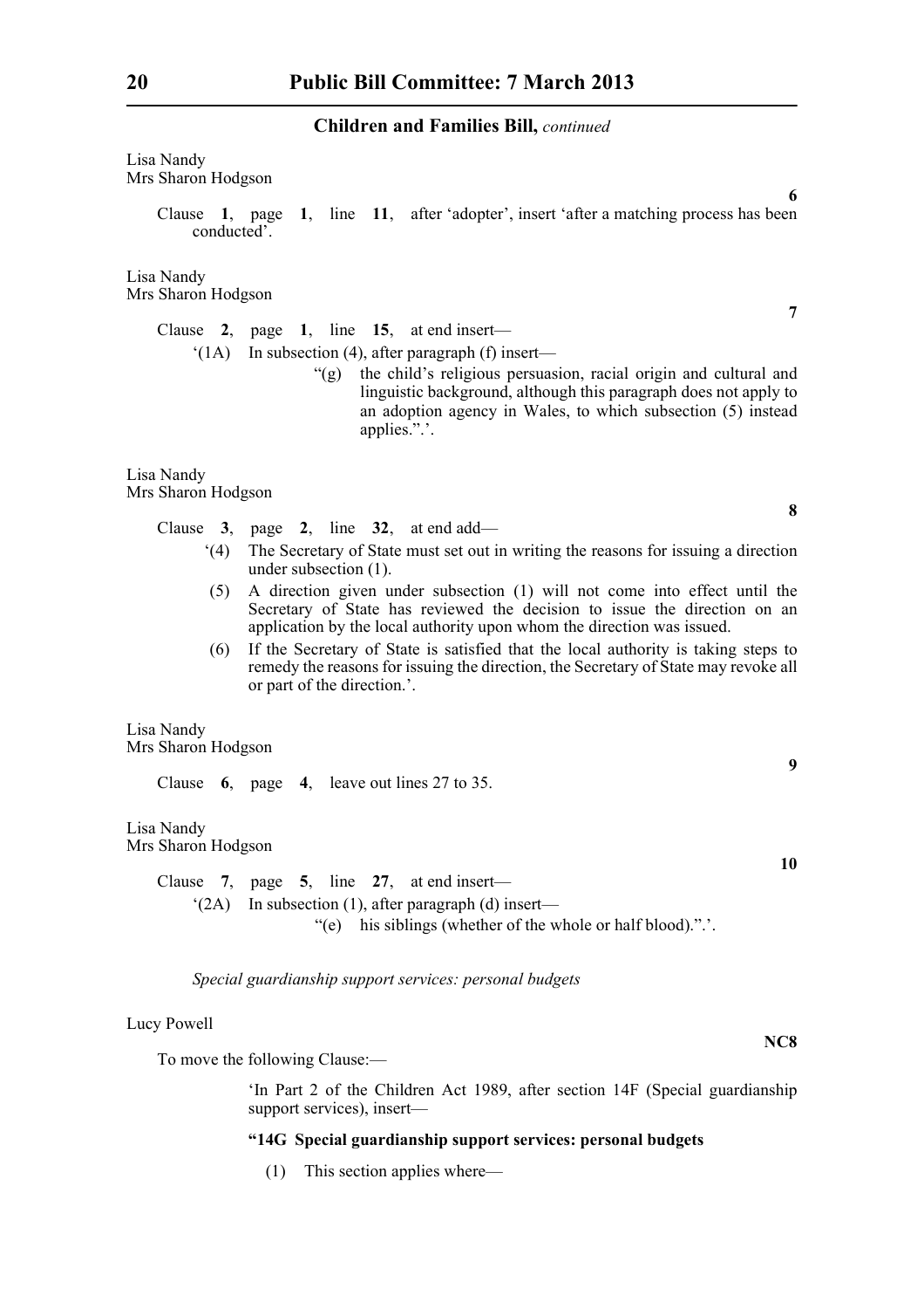Lisa Nandy
Mrs Sharon Hodgson

**6**

Clause **1**, page **1**, line **11**, after 'adopter', insert 'after a matching process has been conducted'.

Lisa Nandy
Mrs Sharon Hodgson

**7**

Clause **2**, page **1**, line **15**, at end insert—

'(1A) In subsection (4), after paragraph (f) insert—

"(g) the child's religious persuasion, racial origin and cultural and linguistic background, although this paragraph does not apply to an adoption agency in Wales, to which subsection (5) instead applies.".'.

Lisa Nandy
Mrs Sharon Hodgson

**8**

Clause **3**, page **2**, line **32**, at end add—

'(4) The Secretary of State must set out in writing the reasons for issuing a direction under subsection (1).

(5) A direction given under subsection (1) will not come into effect until the Secretary of State has reviewed the decision to issue the direction on an application by the local authority upon whom the direction was issued.

(6) If the Secretary of State is satisfied that the local authority is taking steps to remedy the reasons for issuing the direction, the Secretary of State may revoke all or part of the direction.'.

Lisa Nandy
Mrs Sharon Hodgson

**9**

Clause **6**, page **4**, leave out lines 27 to 35.

Lisa Nandy
Mrs Sharon Hodgson

**10**

Clause **7**, page **5**, line **27**, at end insert—

'(2A) In subsection (1), after paragraph (d) insert—

"(e) his siblings (whether of the whole or half blood).".'.

*Special guardianship support services: personal budgets*

Lucy Powell

**NC8**

To move the following Clause:—

'In Part 2 of the Children Act 1989, after section 14F (Special guardianship support services), insert—

**"14G Special guardianship support services: personal budgets**

(1) This section applies where—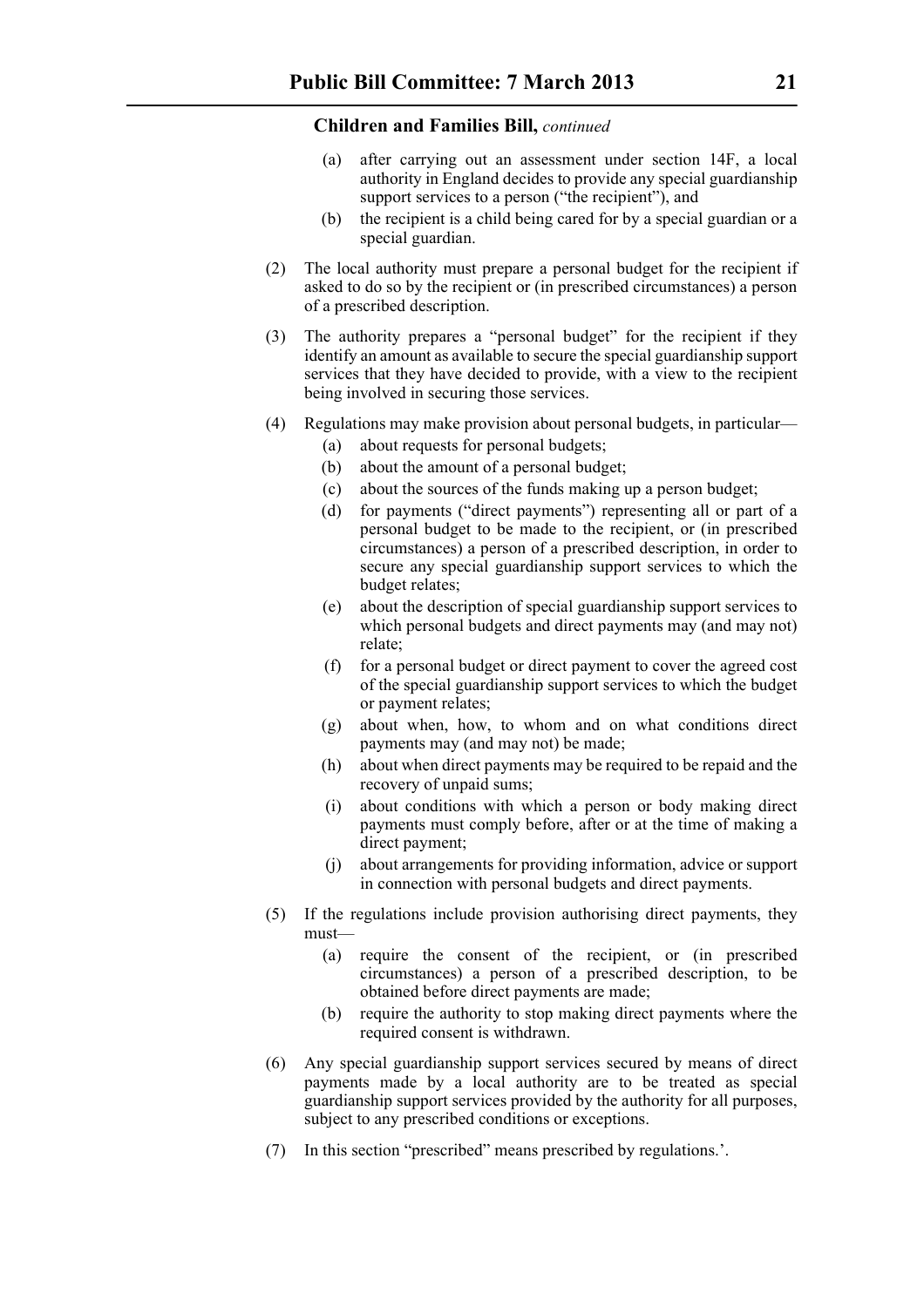**Children and Families Bill,** *continued*

(a) after carrying out an assessment under section 14F, a local authority in England decides to provide any special guardianship support services to a person ("the recipient"), and

(b) the recipient is a child being cared for by a special guardian or a special guardian.

(2) The local authority must prepare a personal budget for the recipient if asked to do so by the recipient or (in prescribed circumstances) a person of a prescribed description.

(3) The authority prepares a "personal budget" for the recipient if they identify an amount as available to secure the special guardianship support services that they have decided to provide, with a view to the recipient being involved in securing those services.

(4) Regulations may make provision about personal budgets, in particular—

(a) about requests for personal budgets;

(b) about the amount of a personal budget;

(c) about the sources of the funds making up a person budget;

(d) for payments ("direct payments") representing all or part of a personal budget to be made to the recipient, or (in prescribed circumstances) a person of a prescribed description, in order to secure any special guardianship support services to which the budget relates;

(e) about the description of special guardianship support services to which personal budgets and direct payments may (and may not) relate;

(f) for a personal budget or direct payment to cover the agreed cost of the special guardianship support services to which the budget or payment relates;

(g) about when, how, to whom and on what conditions direct payments may (and may not) be made;

(h) about when direct payments may be required to be repaid and the recovery of unpaid sums;

(i) about conditions with which a person or body making direct payments must comply before, after or at the time of making a direct payment;

(j) about arrangements for providing information, advice or support in connection with personal budgets and direct payments.

(5) If the regulations include provision authorising direct payments, they must—

(a) require the consent of the recipient, or (in prescribed circumstances) a person of a prescribed description, to be obtained before direct payments are made;

(b) require the authority to stop making direct payments where the required consent is withdrawn.

(6) Any special guardianship support services secured by means of direct payments made by a local authority are to be treated as special guardianship support services provided by the authority for all purposes, subject to any prescribed conditions or exceptions.

(7) In this section "prescribed" means prescribed by regulations.'.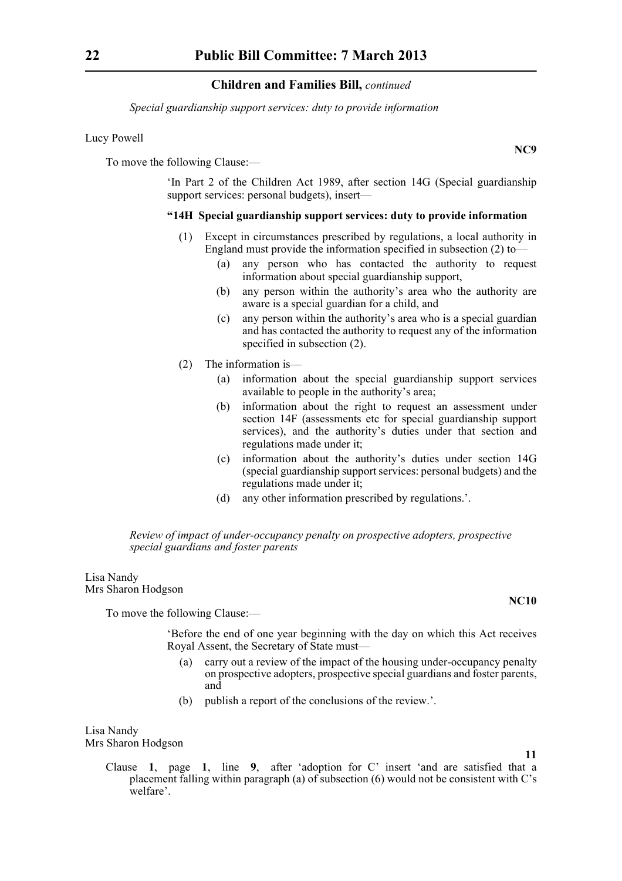*Special guardianship support services: duty to provide information*

Lucy Powell

**NC9**

To move the following Clause:—

‘In Part 2 of the Children Act 1989, after section 14G (Special guardianship support services: personal budgets), insert—

**“14H Special guardianship support services: duty to provide information**

(1) Except in circumstances prescribed by regulations, a local authority in England must provide the information specified in subsection (2) to—

(a) any person who has contacted the authority to request information about special guardianship support,

(b) any person within the authority’s area who the authority are aware is a special guardian for a child, and

(c) any person within the authority’s area who is a special guardian and has contacted the authority to request any of the information specified in subsection (2).

(2) The information is—

(a) information about the special guardianship support services available to people in the authority’s area;

(b) information about the right to request an assessment under section 14F (assessments etc for special guardianship support services), and the authority’s duties under that section and regulations made under it;

(c) information about the authority’s duties under section 14G (special guardianship support services: personal budgets) and the regulations made under it;

(d) any other information prescribed by regulations.’.

*Review of impact of under-occupancy penalty on prospective adopters, prospective special guardians and foster parents*

Lisa Nandy
Mrs Sharon Hodgson

**NC10**

To move the following Clause:—

‘Before the end of one year beginning with the day on which this Act receives Royal Assent, the Secretary of State must—

(a) carry out a review of the impact of the housing under-occupancy penalty on prospective adopters, prospective special guardians and foster parents, and

(b) publish a report of the conclusions of the review.’.

Lisa Nandy
Mrs Sharon Hodgson

**11**

Clause **1**, page **1**, line **9**, after ‘adoption for C’ insert ‘and are satisfied that a placement falling within paragraph (a) of subsection (6) would not be consistent with C’s welfare’.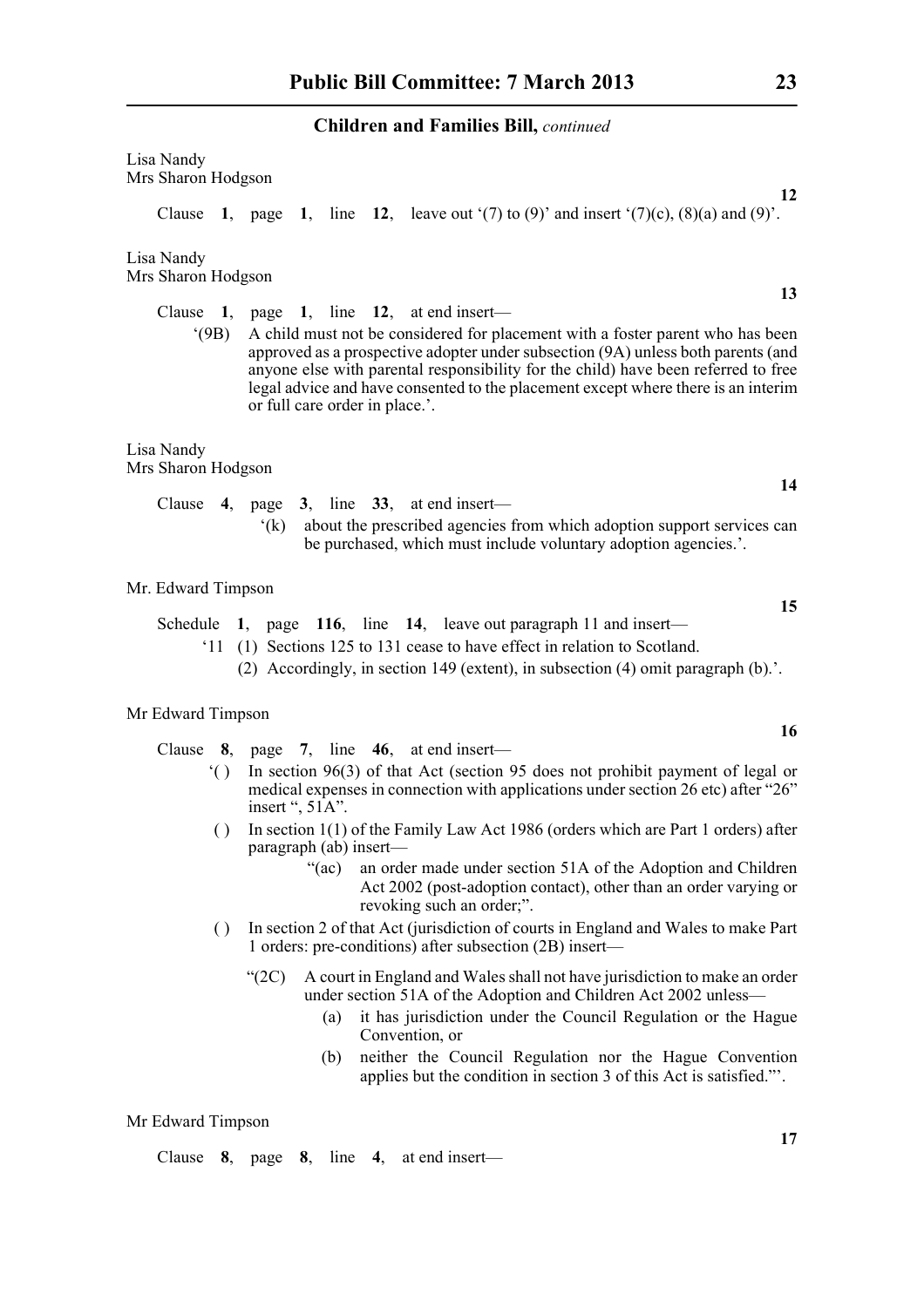### Children and Families Bill, *continued*

Lisa Nandy
Mrs Sharon Hodgson

**12**

Clause **1**, page **1**, line **12**, leave out '(7) to (9)' and insert '(7)(c), (8)(a) and (9)'.

Lisa Nandy
Mrs Sharon Hodgson

**13**

Clause **1**, page **1**, line **12**, at end insert—

'(9B) A child must not be considered for placement with a foster parent who has been approved as a prospective adopter under subsection (9A) unless both parents (and anyone else with parental responsibility for the child) have been referred to free legal advice and have consented to the placement except where there is an interim or full care order in place.'.

Lisa Nandy
Mrs Sharon Hodgson

**14**

Clause **4**, page **3**, line **33**, at end insert—

'(k) about the prescribed agencies from which adoption support services can be purchased, which must include voluntary adoption agencies.'.

Mr. Edward Timpson

**15**

Schedule **1**, page **116**, line **14**, leave out paragraph 11 and insert—

'11 (1) Sections 125 to 131 cease to have effect in relation to Scotland.

(2) Accordingly, in section 149 (extent), in subsection (4) omit paragraph (b).'.

Mr Edward Timpson

**16**

Clause **8**, page **7**, line **46**, at end insert—

'( ) In section 96(3) of that Act (section 95 does not prohibit payment of legal or medical expenses in connection with applications under section 26 etc) after "26" insert ", 51A".

( ) In section 1(1) of the Family Law Act 1986 (orders which are Part 1 orders) after paragraph (ab) insert—

"(ac) an order made under section 51A of the Adoption and Children Act 2002 (post-adoption contact), other than an order varying or revoking such an order;".

( ) In section 2 of that Act (jurisdiction of courts in England and Wales to make Part 1 orders: pre-conditions) after subsection (2B) insert—

"(2C) A court in England and Wales shall not have jurisdiction to make an order under section 51A of the Adoption and Children Act 2002 unless—

(a) it has jurisdiction under the Council Regulation or the Hague Convention, or

(b) neither the Council Regulation nor the Hague Convention applies but the condition in section 3 of this Act is satisfied."'.

Mr Edward Timpson

**17**

Clause **8**, page **8**, line **4**, at end insert—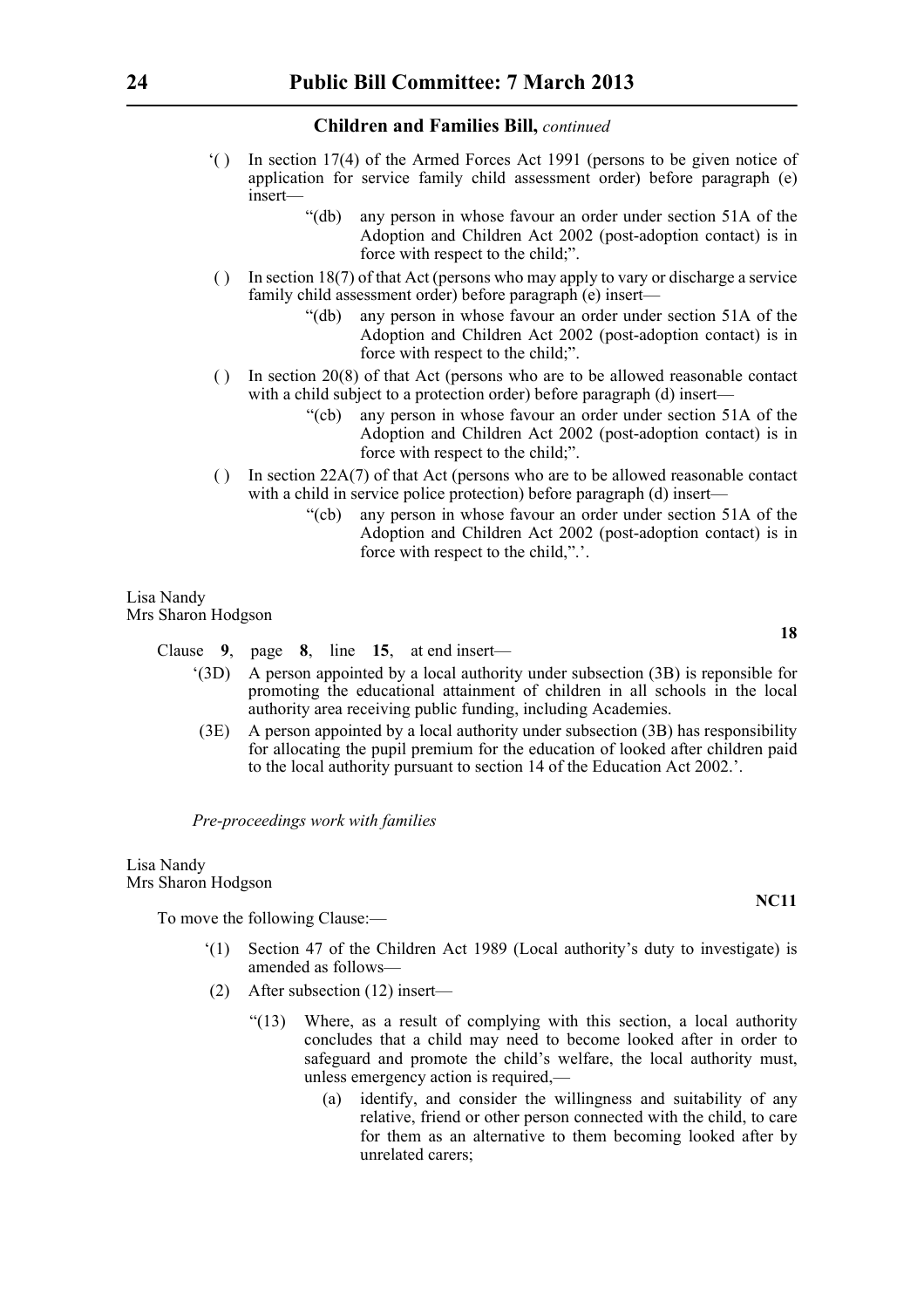'( ) In section 17(4) of the Armed Forces Act 1991 (persons to be given notice of application for service family child assessment order) before paragraph (e) insert—

"(db) any person in whose favour an order under section 51A of the Adoption and Children Act 2002 (post-adoption contact) is in force with respect to the child;".

( ) In section 18(7) of that Act (persons who may apply to vary or discharge a service family child assessment order) before paragraph (e) insert—

"(db) any person in whose favour an order under section 51A of the Adoption and Children Act 2002 (post-adoption contact) is in force with respect to the child;".

( ) In section 20(8) of that Act (persons who are to be allowed reasonable contact with a child subject to a protection order) before paragraph (d) insert—

"(cb) any person in whose favour an order under section 51A of the Adoption and Children Act 2002 (post-adoption contact) is in force with respect to the child;".

( ) In section 22A(7) of that Act (persons who are to be allowed reasonable contact with a child in service police protection) before paragraph (d) insert—

"(cb) any person in whose favour an order under section 51A of the Adoption and Children Act 2002 (post-adoption contact) is in force with respect to the child,".'.

Lisa Nandy
Mrs Sharon Hodgson

**18**

Clause **9**, page **8**, line **15**, at end insert—

'(3D) A person appointed by a local authority under subsection (3B) is reponsible for promoting the educational attainment of children in all schools in the local authority area receiving public funding, including Academies.

(3E) A person appointed by a local authority under subsection (3B) has responsibility for allocating the pupil premium for the education of looked after children paid to the local authority pursuant to section 14 of the Education Act 2002.'.

*Pre-proceedings work with families*

Lisa Nandy
Mrs Sharon Hodgson

**NC11**

To move the following Clause:—

'(1) Section 47 of the Children Act 1989 (Local authority's duty to investigate) is amended as follows—

(2) After subsection (12) insert—

"(13) Where, as a result of complying with this section, a local authority concludes that a child may need to become looked after in order to safeguard and promote the child's welfare, the local authority must, unless emergency action is required,—

(a) identify, and consider the willingness and suitability of any relative, friend or other person connected with the child, to care for them as an alternative to them becoming looked after by unrelated carers;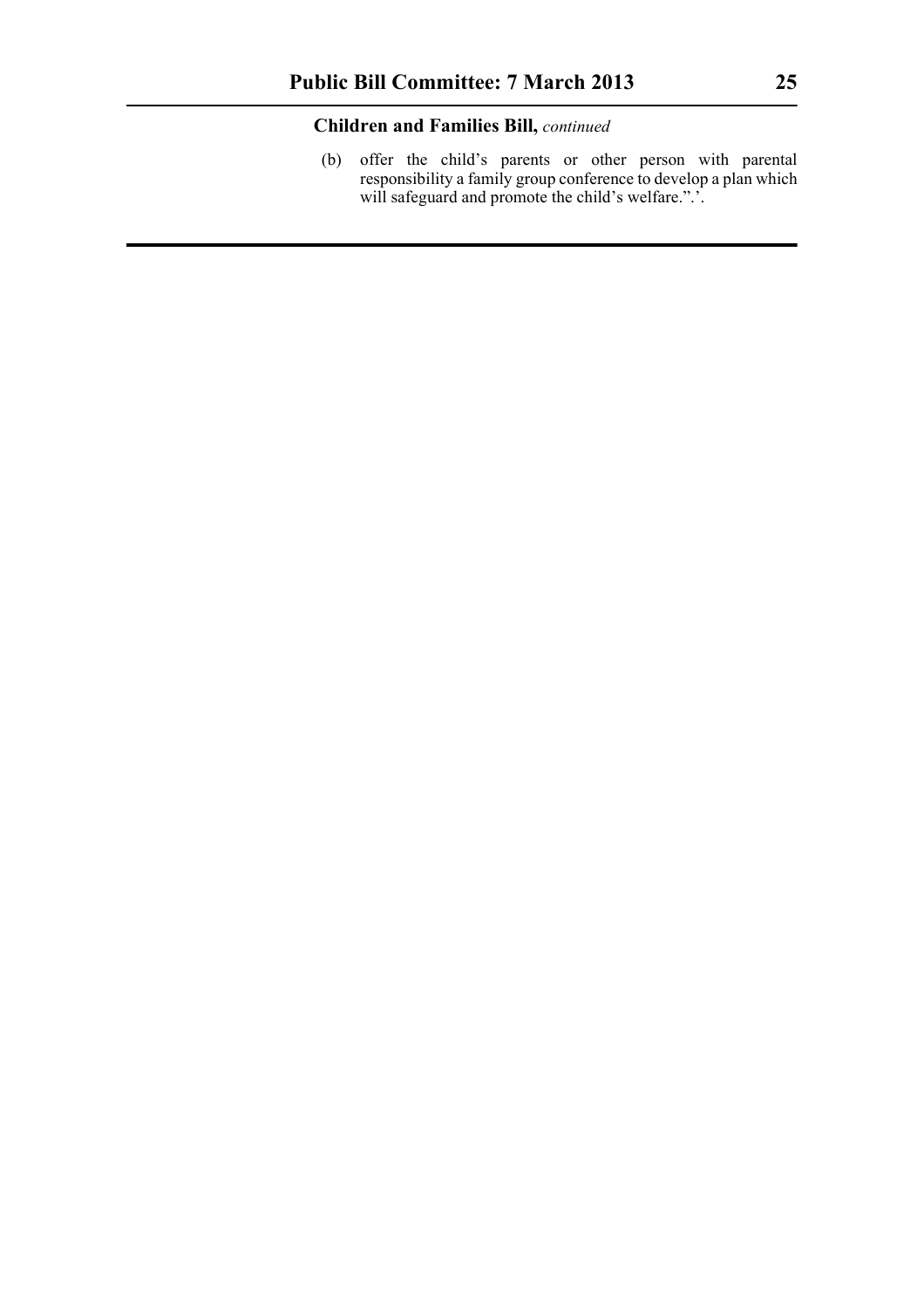**Children and Families Bill,** *continued*

(b) offer the child's parents or other person with parental responsibility a family group conference to develop a plan which will safeguard and promote the child's welfare.".'.